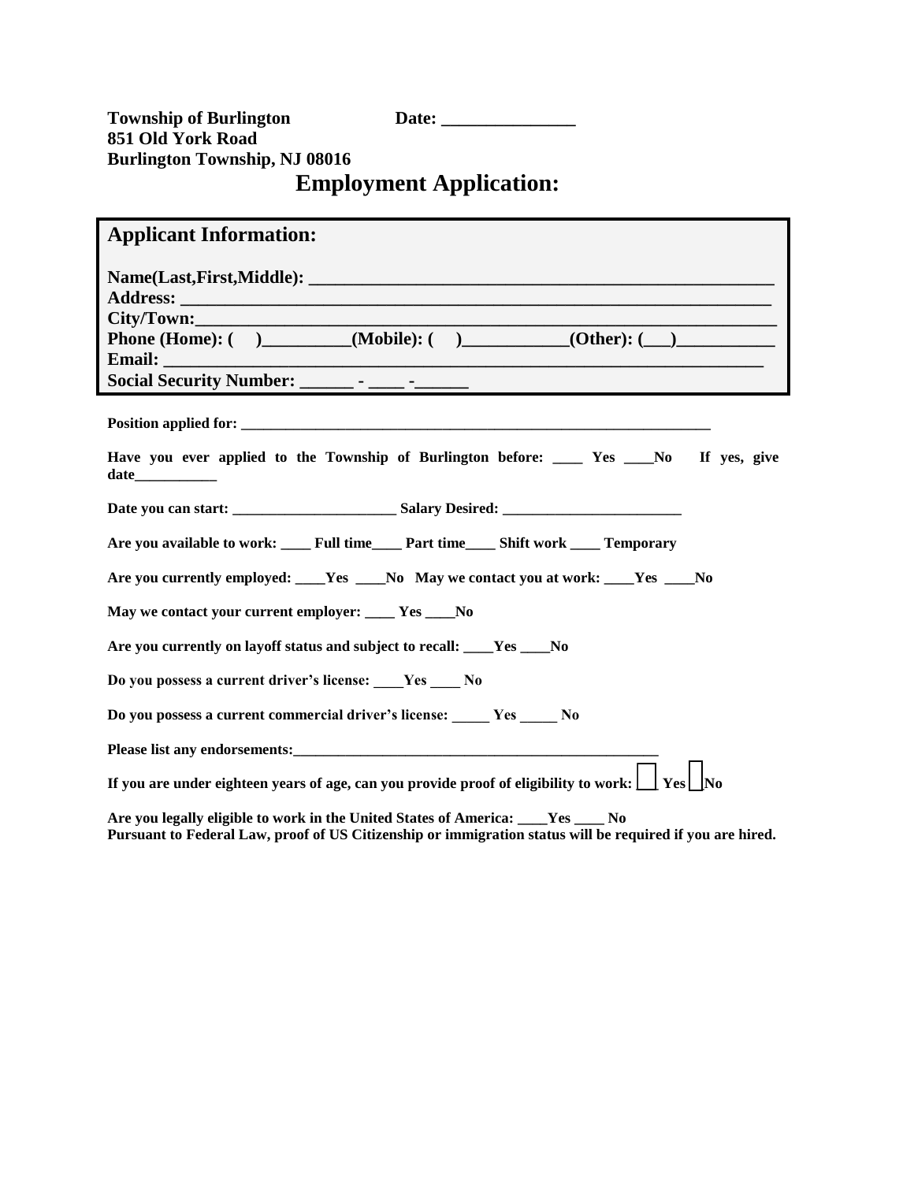**Township of Burlington** **Date: _______________**
**851 Old York Road**
**Burlington Township, NJ 08016**

# Employment Application:

## Applicant Information:

**Name(Last,First,Middle): ____________________________________________________**
**Address: ______________________________________________________________**
**City/Town:______________________________________________________________**
**Phone (Home): (    )_________(Mobile): (    )___________(Other): (___)__________**
**Email: ________________________________________________________________**
**Social Security Number: ______ - ____ -______**

**Position applied for: ___________________________________________________________**

**Have you ever applied to the Township of Burlington before: ____ Yes ____No  If yes, give date___________**

**Date you can start: ______________________ Salary Desired: ________________________**

**Are you available to work: ____ Full time____ Part time____ Shift work ____ Temporary**

**Are you currently employed: ____Yes ____No  May we contact you at work: ____Yes ____No**

**May we contact your current employer: ____ Yes ____No**

**Are you currently on layoff status and subject to recall: ____Yes ____No**

**Do you possess a current driver's license: ____Yes ____ No**

**Do you possess a current commercial driver's license: _____ Yes _____ No**

**Please list any endorsements:___________________________________________________**

**If you are under eighteen years of age, can you provide proof of eligibility to work: ☐ Yes ☐ No**

**Are you legally eligible to work in the United States of America: ____Yes ____ No**
**Pursuant to Federal Law, proof of US Citizenship or immigration status will be required if you are hired.**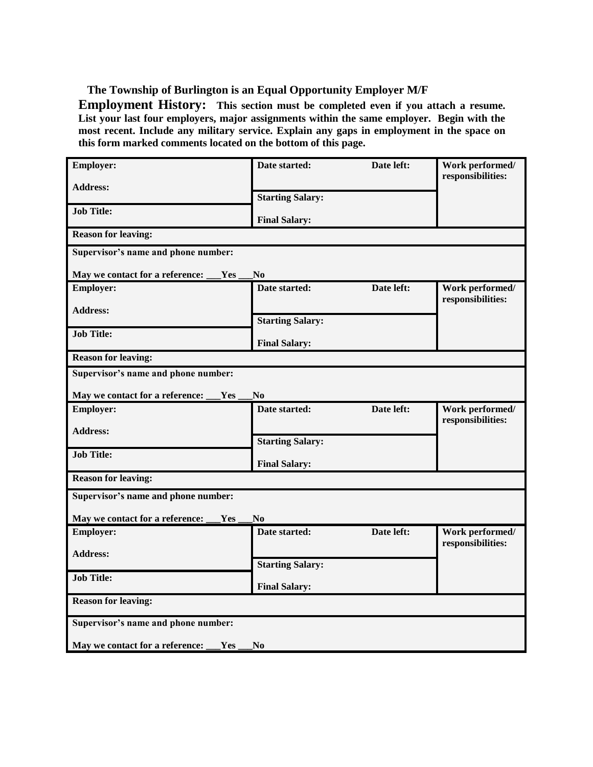**The Township of Burlington is an Equal Opportunity Employer M/F**

**Employment History:** **This section must be completed even if you attach a resume. List your last four employers, major assignments within the same employer. Begin with the most recent. Include any military service. Explain any gaps in employment in the space on this form marked comments located on the bottom of this page.**

| | | | |
|---|---|---|---|
| **Employer:**<br><br>**Address:** | **Date started:** | **Date left:** | **Work performed/ responsibilities:** |
| | **Starting Salary:** | | |
| **Job Title:** | **Final Salary:** | | |
| **Reason for leaving:** | | | |
| **Supervisor's name and phone number:**<br><br>**May we contact for a reference: ___Yes ___No** | | | |
| **Employer:**<br><br>**Address:** | **Date started:** | **Date left:** | **Work performed/ responsibilities:** |
| | **Starting Salary:** | | |
| **Job Title:** | **Final Salary:** | | |
| **Reason for leaving:** | | | |
| **Supervisor's name and phone number:**<br><br>**May we contact for a reference: ___Yes ___No** | | | |
| **Employer:**<br><br>**Address:** | **Date started:** | **Date left:** | **Work performed/ responsibilities:** |
| | **Starting Salary:** | | |
| **Job Title:** | **Final Salary:** | | |
| **Reason for leaving:** | | | |
| **Supervisor's name and phone number:**<br><br>**May we contact for a reference: ___Yes ___No** | | | |
| **Employer:**<br><br>**Address:** | **Date started:** | **Date left:** | **Work performed/ responsibilities:** |
| | **Starting Salary:** | | |
| **Job Title:** | **Final Salary:** | | |
| **Reason for leaving:** | | | |
| **Supervisor's name and phone number:**<br><br>**May we contact for a reference: ___Yes ___No** | | | |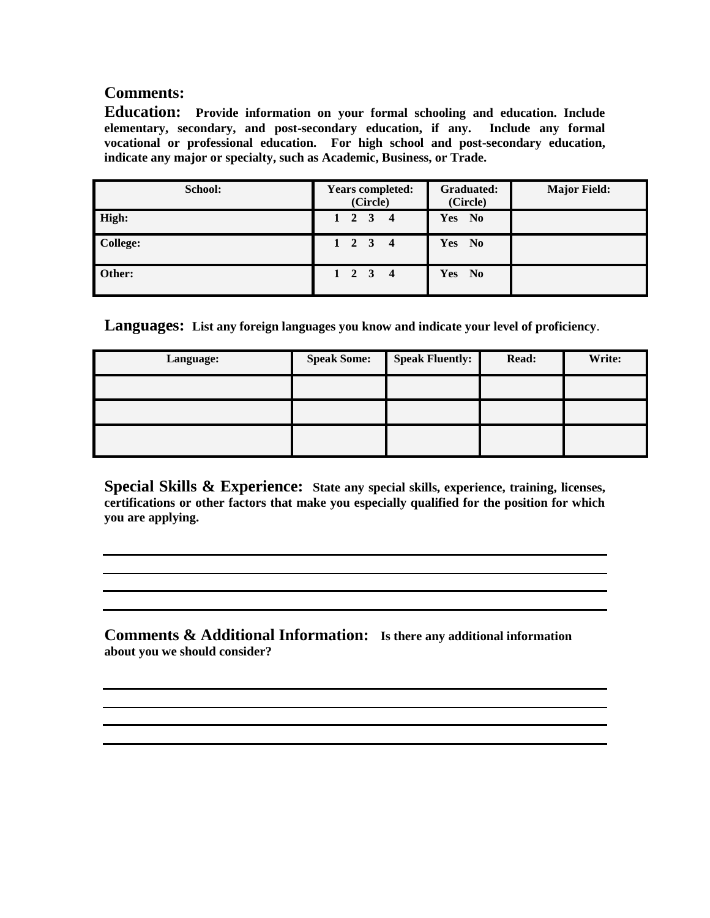**Comments:**

**Education:** **Provide information on your formal schooling and education. Include elementary, secondary, and post-secondary education, if any. Include any formal vocational or professional education. For high school and post-secondary education, indicate any major or specialty, such as Academic, Business, or Trade.**

| School: | Years completed: (Circle) | Graduated: (Circle) | Major Field: |
|---|---|---|---|
| High: | 1 2 3 4 | Yes No | |
| College: | 1 2 3 4 | Yes No | |
| Other: | 1 2 3 4 | Yes No | |

**Languages:** **List any foreign languages you know and indicate your level of proficiency**.

| Language: | Speak Some: | Speak Fluently: | Read: | Write: |
|---|---|---|---|---|
| | | | | |
| | | | | |
| | | | | |

**Special Skills & Experience:** **State any special skills, experience, training, licenses, certifications or other factors that make you especially qualified for the position for which you are applying.**

\_\_\_\_\_\_\_\_\_\_\_\_\_\_\_\_\_\_\_\_\_\_\_\_\_\_\_\_\_\_\_\_\_\_\_\_\_\_\_\_\_\_\_\_\_\_\_\_\_\_\_\_\_\_\_\_\_\_\_\_

\_\_\_\_\_\_\_\_\_\_\_\_\_\_\_\_\_\_\_\_\_\_\_\_\_\_\_\_\_\_\_\_\_\_\_\_\_\_\_\_\_\_\_\_\_\_\_\_\_\_\_\_\_\_\_\_\_\_\_\_

\_\_\_\_\_\_\_\_\_\_\_\_\_\_\_\_\_\_\_\_\_\_\_\_\_\_\_\_\_\_\_\_\_\_\_\_\_\_\_\_\_\_\_\_\_\_\_\_\_\_\_\_\_\_\_\_\_\_\_\_

\_\_\_\_\_\_\_\_\_\_\_\_\_\_\_\_\_\_\_\_\_\_\_\_\_\_\_\_\_\_\_\_\_\_\_\_\_\_\_\_\_\_\_\_\_\_\_\_\_\_\_\_\_\_\_\_\_\_\_\_

**Comments & Additional Information:** **Is there any additional information about you we should consider?**

\_\_\_\_\_\_\_\_\_\_\_\_\_\_\_\_\_\_\_\_\_\_\_\_\_\_\_\_\_\_\_\_\_\_\_\_\_\_\_\_\_\_\_\_\_\_\_\_\_\_\_\_\_\_\_\_\_\_\_\_

\_\_\_\_\_\_\_\_\_\_\_\_\_\_\_\_\_\_\_\_\_\_\_\_\_\_\_\_\_\_\_\_\_\_\_\_\_\_\_\_\_\_\_\_\_\_\_\_\_\_\_\_\_\_\_\_\_\_\_\_

\_\_\_\_\_\_\_\_\_\_\_\_\_\_\_\_\_\_\_\_\_\_\_\_\_\_\_\_\_\_\_\_\_\_\_\_\_\_\_\_\_\_\_\_\_\_\_\_\_\_\_\_\_\_\_\_\_\_\_\_

\_\_\_\_\_\_\_\_\_\_\_\_\_\_\_\_\_\_\_\_\_\_\_\_\_\_\_\_\_\_\_\_\_\_\_\_\_\_\_\_\_\_\_\_\_\_\_\_\_\_\_\_\_\_\_\_\_\_\_\_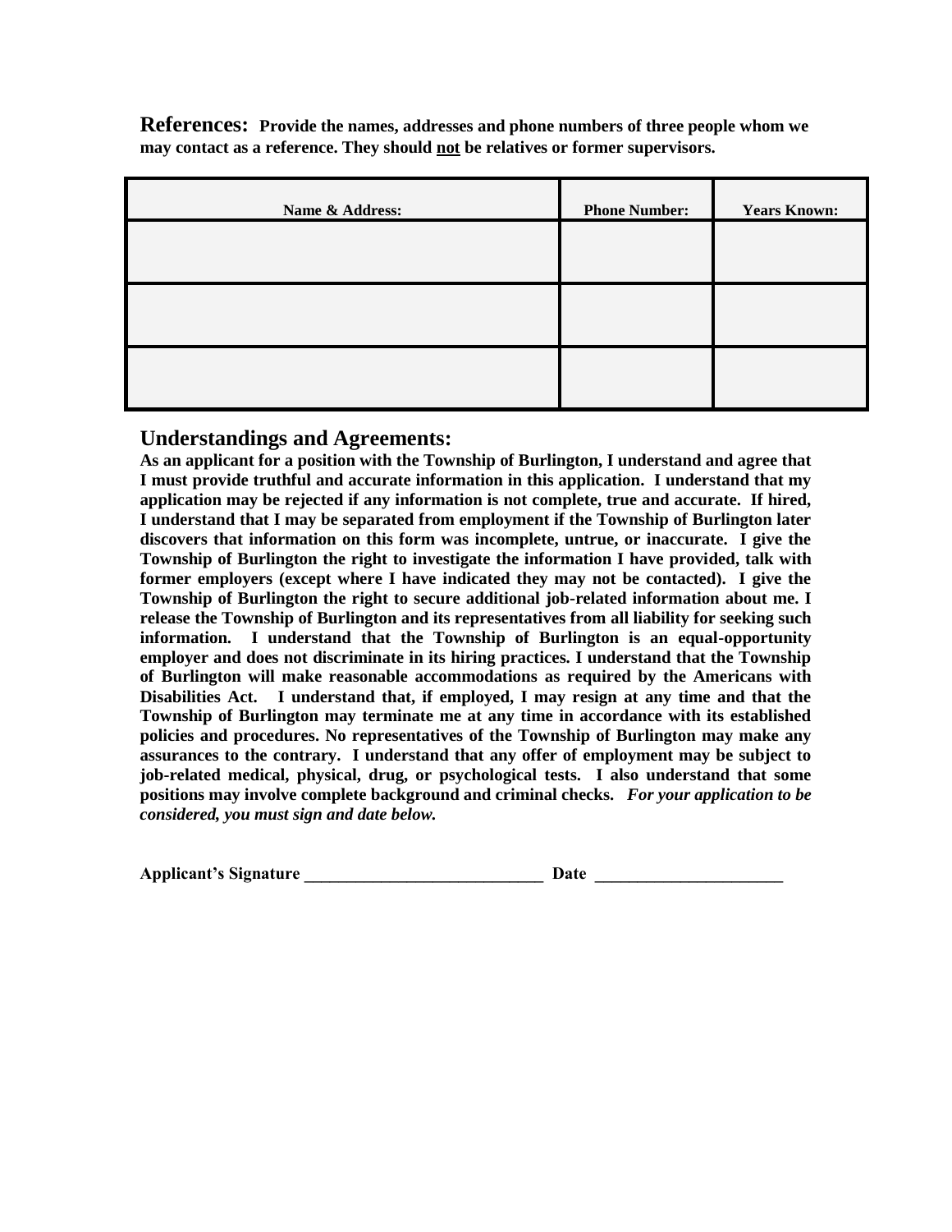**References:** **Provide the names, addresses and phone numbers of three people whom we may contact as a reference. They should <u>not</u> be relatives or former supervisors.**

| Name & Address: | Phone Number: | Years Known: |
|---|---|---|
| | | |
| | | |
| | | |

## Understandings and Agreements:

**As an applicant for a position with the Township of Burlington, I understand and agree that I must provide truthful and accurate information in this application. I understand that my application may be rejected if any information is not complete, true and accurate. If hired, I understand that I may be separated from employment if the Township of Burlington later discovers that information on this form was incomplete, untrue, or inaccurate. I give the Township of Burlington the right to investigate the information I have provided, talk with former employers (except where I have indicated they may not be contacted). I give the Township of Burlington the right to secure additional job-related information about me. I release the Township of Burlington and its representatives from all liability for seeking such information. I understand that the Township of Burlington is an equal-opportunity employer and does not discriminate in its hiring practices. I understand that the Township of Burlington will make reasonable accommodations as required by the Americans with Disabilities Act. I understand that, if employed, I may resign at any time and that the Township of Burlington may terminate me at any time in accordance with its established policies and procedures. No representatives of the Township of Burlington may make any assurances to the contrary. I understand that any offer of employment may be subject to job-related medical, physical, drug, or psychological tests. I also understand that some positions may involve complete background and criminal checks.** ***For your application to be considered, you must sign and date below.***

**Applicant's Signature \_\_\_\_\_\_\_\_\_\_\_\_\_\_\_\_\_\_\_\_\_\_\_\_\_\_\_\_\_ Date \_\_\_\_\_\_\_\_\_\_\_\_\_\_\_\_\_\_\_\_\_\_**